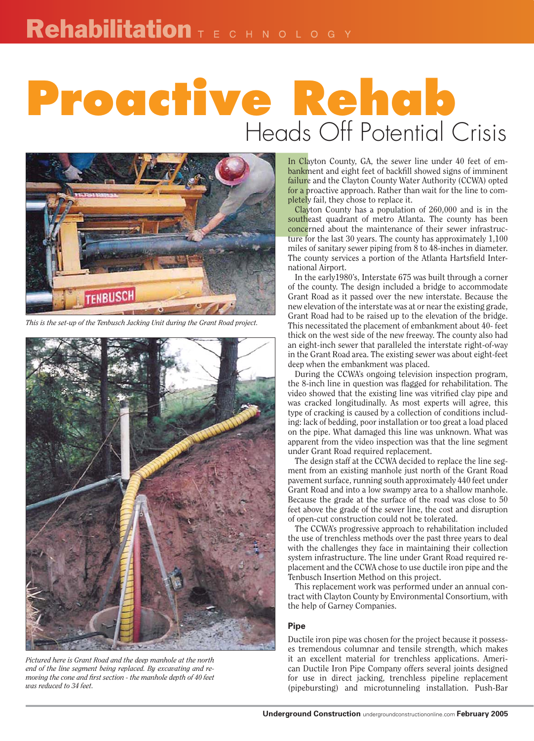# Proactive Rehab

## Heads Off Potential Crisis

This is the set-up of the Tenbusch Jacking Unit during the Grant Road project.

Pictured here is Grant Road and the deep manhole at the north end of the line segment being replaced. By excavating and removing the cone and first section - the manhole depth of 40 feet was reduced to 34 feet.

In Clayton County, GA, the sewer line under 40 feet of embankment and eight feet of backfill showed signs of imminent failure and the Clayton County Water Authority (CCWA) opted for a proactive approach. Rather than wait for the line to completely fail, they chose to replace it.

Clayton County has a population of 260,000 and is in the southeast quadrant of metro Atlanta. The county has been concerned about the maintenance of their sewer infrastructure for the last 30 years. The county has approximately 1,100 miles of sanitary sewer piping from 8 to 48-inches in diameter. The county services a portion of the Atlanta Hartsfield International Airport.

In the early1980's, Interstate 675 was built through a corner of the county. The design included a bridge to accommodate Grant Road as it passed over the new interstate. Because the new elevation of the interstate was at or near the existing grade, Grant Road had to be raised up to the elevation of the bridge. This necessitated the placement of embankment about 40- feet thick on the west side of the new freeway. The county also had an eight-inch sewer that paralleled the interstate right-of-way in the Grant Road area. The existing sewer was about eight-feet deep when the embankment was placed.

During the CCWA's ongoing television inspection program, the 8-inch line in question was flagged for rehabilitation. The video showed that the existing line was vitrified clay pipe and was cracked longitudinally. As most experts will agree, this type of cracking is caused by a collection of conditions including: lack of bedding, poor installation or too great a load placed on the pipe. What damaged this line was unknown. What was apparent from the video inspection was that the line segment under Grant Road required replacement.

The design staff at the CCWA decided to replace the line segment from an existing manhole just north of the Grant Road pavement surface, running south approximately 440 feet under Grant Road and into a low swampy area to a shallow manhole. Because the grade at the surface of the road was close to 50 feet above the grade of the sewer line, the cost and disruption of open-cut construction could not be tolerated.

The CCWA's progressive approach to rehabilitation included the use of trenchless methods over the past three years to deal with the challenges they face in maintaining their collection system infrastructure. The line under Grant Road required replacement and the CCWA chose to use ductile iron pipe and the Tenbusch Insertion Method on this project.

This replacement work was performed under an annual contract with Clayton County by Environmental Consortium, with the help of Garney Companies.

### Pipe

Ductile iron pipe was chosen for the project because it possesses tremendous columnar and tensile strength, which makes it an excellent material for trenchless applications. American Ductile Iron Pipe Company offers several joints designed for use in direct jacking, trenchless pipeline replacement (pipebursting) and microtunneling installation. Push-Bar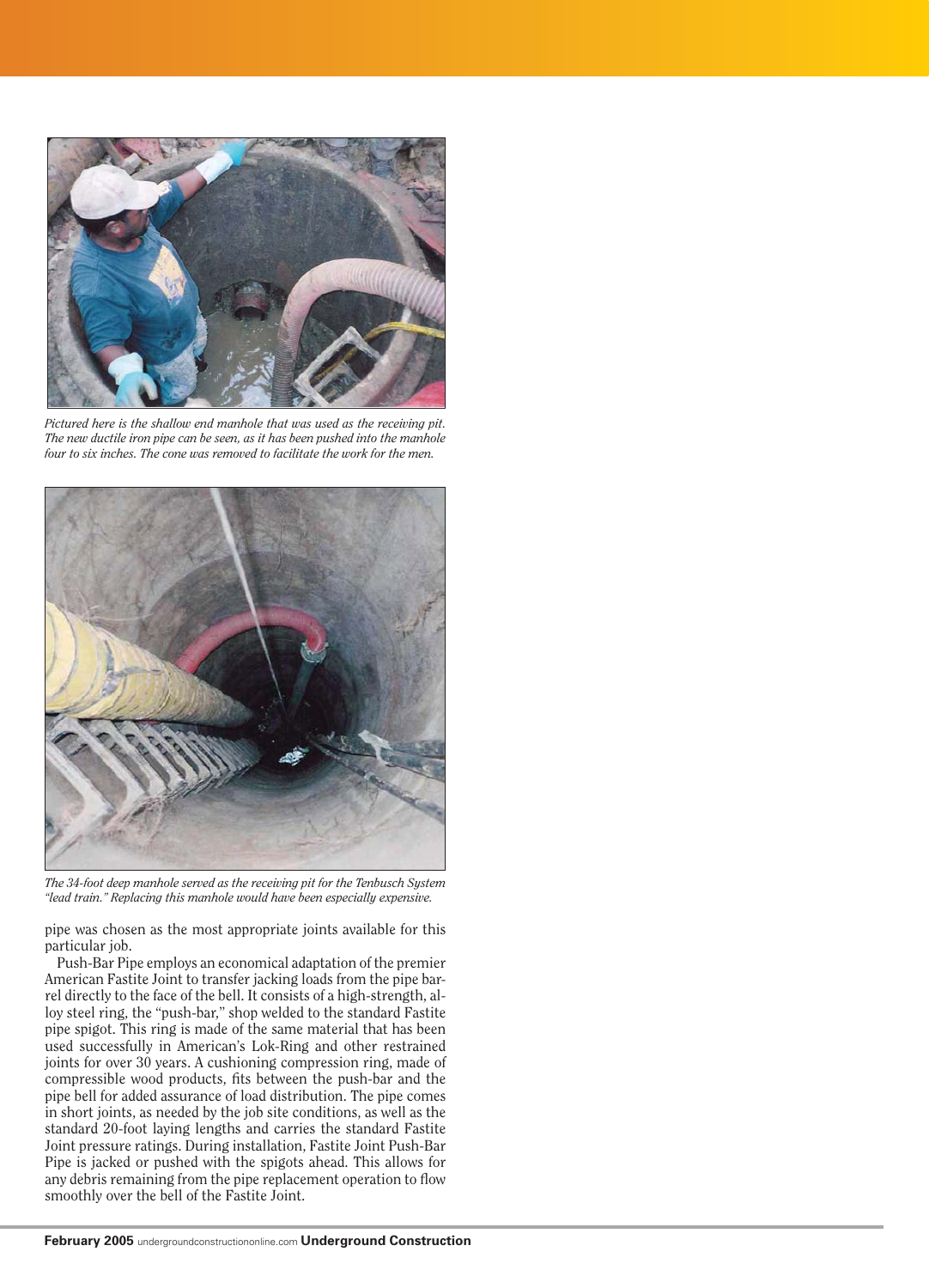*Pictured here is the shallow end manhole that was used as the receiving pit. The new ductile iron pipe can be seen, as it has been pushed into the manhole four to six inches. The cone was removed to facilitate the work for the men.*

*The 34-foot deep manhole served as the receiving pit for the Tenbusch System "lead train." Replacing this manhole would have been especially expensive.*

pipe was chosen as the most appropriate joints available for this particular job.

Push-Bar Pipe employs an economical adaptation of the premier American Fastite Joint to transfer jacking loads from the pipe barrel directly to the face of the bell. It consists of a high-strength, alloy steel ring, the "push-bar," shop welded to the standard Fastite pipe spigot. This ring is made of the same material that has been used successfully in American's Lok-Ring and other restrained joints for over 30 years. A cushioning compression ring, made of compressible wood products, fits between the push-bar and the pipe bell for added assurance of load distribution. The pipe comes in short joints, as needed by the job site conditions, as well as the standard 20-foot laying lengths and carries the standard Fastite Joint pressure ratings. During installation, Fastite Joint Push-Bar Pipe is jacked or pushed with the spigots ahead. This allows for any debris remaining from the pipe replacement operation to flow smoothly over the bell of the Fastite Joint.